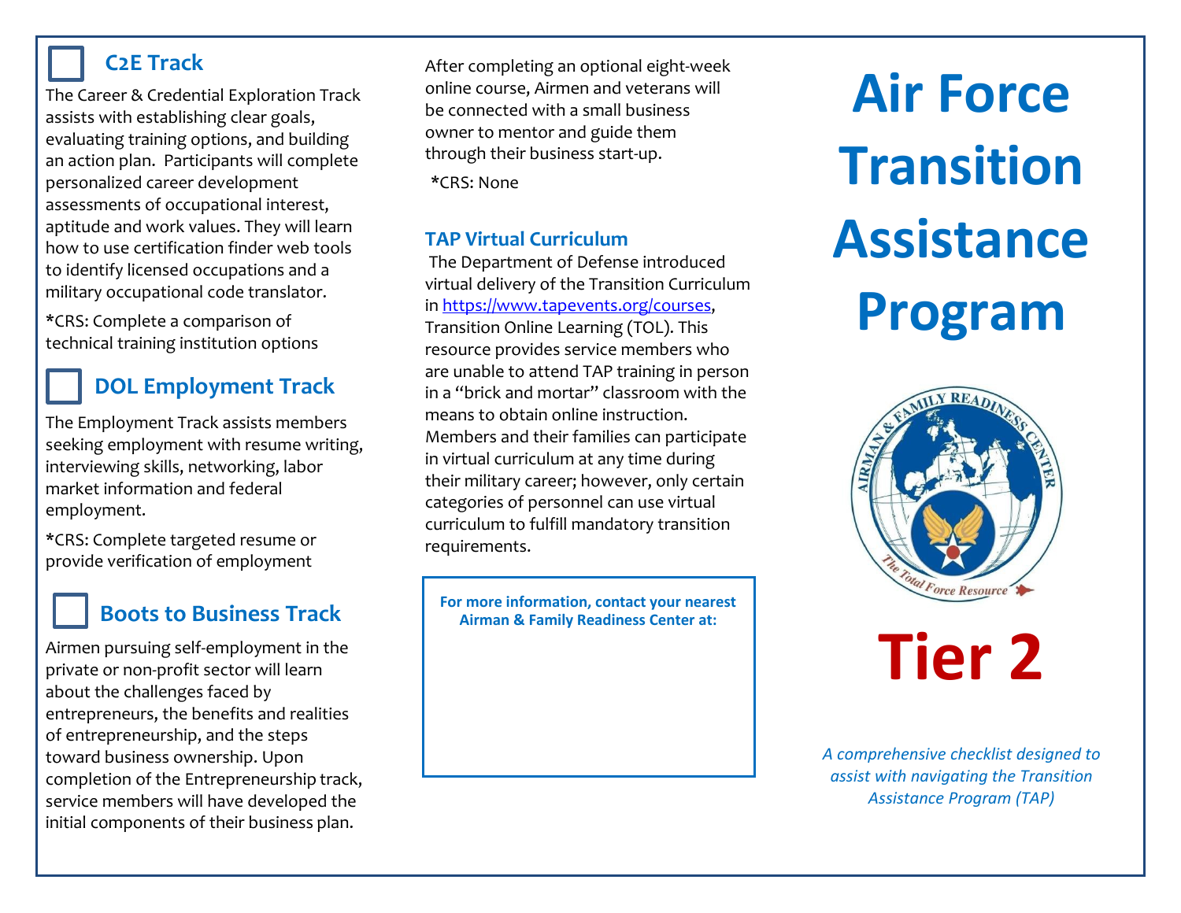## C2E Track

The Career & Credential Exploration Track assists with establishing clear goals, evaluating training options, and building an action plan. Participants will complete personalized career development assessments of occupational interest, aptitude and work values. They will learn how to use certification finder web tools to identify licensed occupations and a military occupational code translator.

*CRS: Complete a comparison of technical training institution options

## DOL Employment Track

The Employment Track assists members seeking employment with resume writing, interviewing skills, networking, labor market information and federal employment.

*CRS: Complete targeted resume or provide verification of employment

## Boots to Business Track

Airmen pursuing self-employment in the private or non-profit sector will learn about the challenges faced by entrepreneurs, the benefits and realities of entrepreneurship, and the steps toward business ownership. Upon completion of the Entrepreneurship track, service members will have developed the initial components of their business plan.

After completing an optional eight-week online course, Airmen and veterans will be connected with a small business owner to mentor and guide them through their business start-up.

*CRS: None

## TAP Virtual Curriculum

The Department of Defense introduced virtual delivery of the Transition Curriculum in https://www.tapevents.org/courses, Transition Online Learning (TOL). This resource provides service members who are unable to attend TAP training in person in a "brick and mortar" classroom with the means to obtain online instruction. Members and their families can participate in virtual curriculum at any time during their military career; however, only certain categories of personnel can use virtual curriculum to fulfill mandatory transition requirements.

**For more information, contact your nearest Airman & Family Readiness Center at:**

# Air Force Transition Assistance Program

Airman & Family Readiness Center — The Total Force Resource

# Tier 2

*A comprehensive checklist designed to assist with navigating the Transition Assistance Program (TAP)*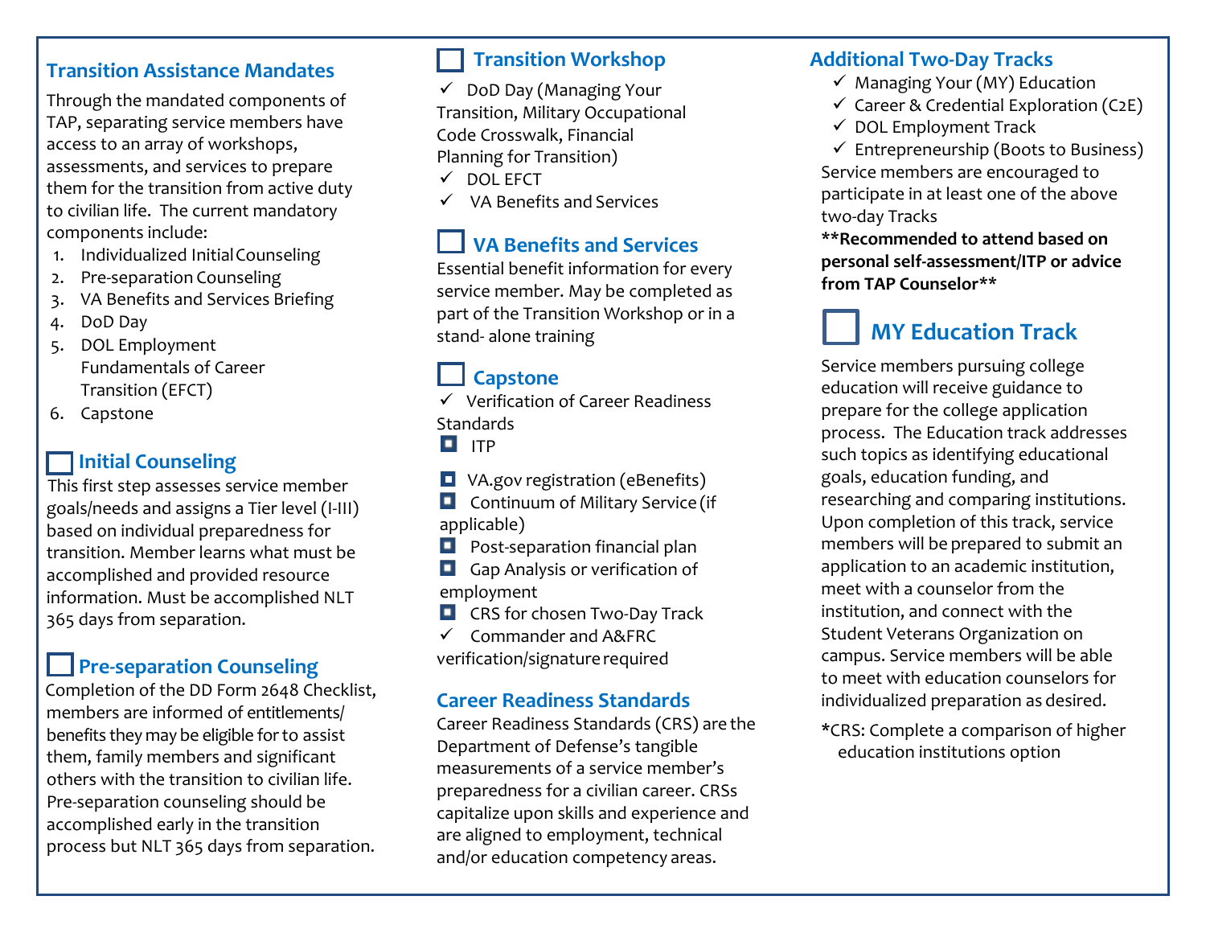## Transition Assistance Mandates

Through the mandated components of TAP, separating service members have access to an array of workshops, assessments, and services to prepare them for the transition from active duty to civilian life. The current mandatory components include:

1. Individualized Initial Counseling
2. Pre-separation Counseling
3. VA Benefits and Services Briefing
4. DoD Day
5. DOL Employment Fundamentals of Career Transition (EFCT)
6. Capstone

## ☐ Initial Counseling

This first step assesses service member goals/needs and assigns a Tier level (I-III) based on individual preparedness for transition. Member learns what must be accomplished and provided resource information. Must be accomplished NLT 365 days from separation.

## ☐ Pre-separation Counseling

Completion of the DD Form 2648 Checklist, members are informed of entitlements/ benefits they may be eligible for to assist them, family members and significant others with the transition to civilian life. Pre-separation counseling should be accomplished early in the transition process but NLT 365 days from separation.

## ☐ Transition Workshop

- ✓ DoD Day (Managing Your Transition, Military Occupational Code Crosswalk, Financial Planning for Transition)
- ✓ DOL EFCT
- ✓ VA Benefits and Services

## ☐ VA Benefits and Services

Essential benefit information for every service member. May be completed as part of the Transition Workshop or in a stand- alone training

## ☐ Capstone

- ✓ Verification of Career Readiness Standards
- ▣ ITP
- ▣ VA.gov registration (eBenefits)
- ▣ Continuum of Military Service (if applicable)
- ▣ Post-separation financial plan
- ▣ Gap Analysis or verification of employment
- ▣ CRS for chosen Two-Day Track
- ✓ Commander and A&FRC verification/signature required

## Career Readiness Standards

Career Readiness Standards (CRS) are the Department of Defense's tangible measurements of a service member's preparedness for a civilian career. CRSs capitalize upon skills and experience and are aligned to employment, technical and/or education competency areas.

## Additional Two-Day Tracks

- ✓ Managing Your (MY) Education
- ✓ Career & Credential Exploration (C2E)
- ✓ DOL Employment Track
- ✓ Entrepreneurship (Boots to Business)

Service members are encouraged to participate in at least one of the above two-day Tracks

**\*\*Recommended to attend based on personal self-assessment/ITP or advice from TAP Counselor\*\***

## ☐ MY Education Track

Service members pursuing college education will receive guidance to prepare for the college application process. The Education track addresses such topics as identifying educational goals, education funding, and researching and comparing institutions. Upon completion of this track, service members will be prepared to submit an application to an academic institution, meet with a counselor from the institution, and connect with the Student Veterans Organization on campus. Service members will be able to meet with education counselors for individualized preparation as desired.

*CRS: Complete a comparison of higher education institutions option